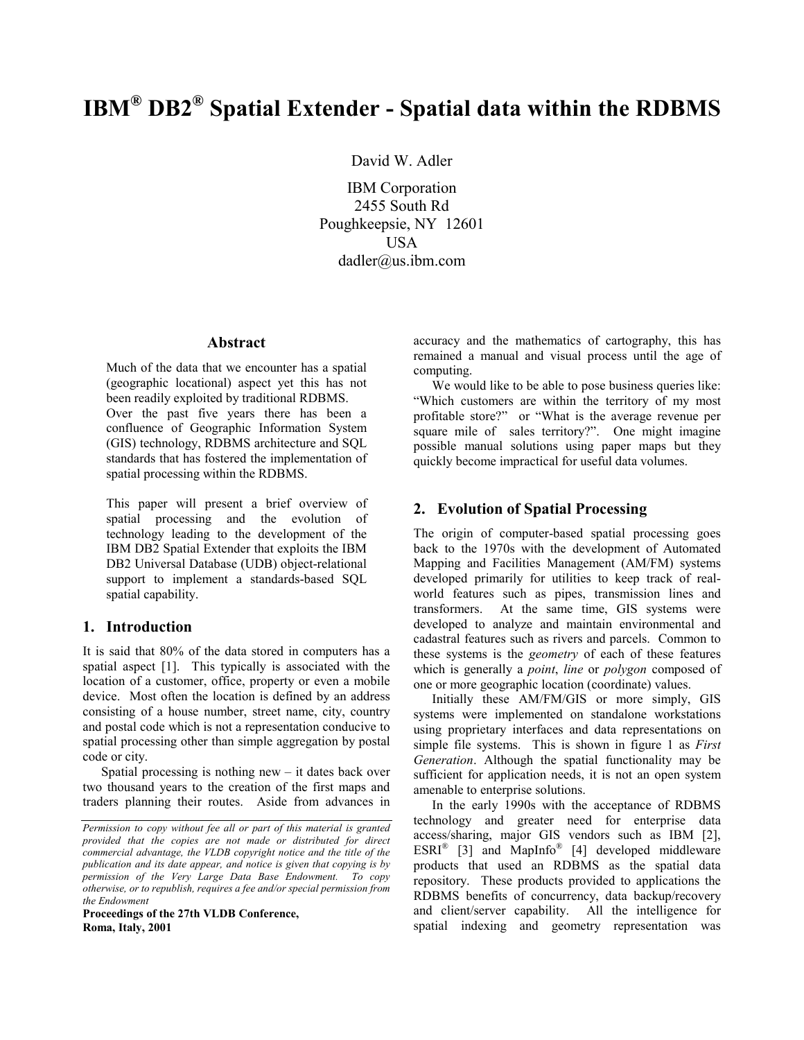# IBM® DB2® Spatial Extender - Spatial data within the RDBMS

David W. Adler

IBM Corporation
2455 South Rd
Poughkeepsie, NY 12601
USA
dadler@us.ibm.com

## Abstract

Much of the data that we encounter has a spatial (geographic locational) aspect yet this has not been readily exploited by traditional RDBMS. Over the past five years there has been a confluence of Geographic Information System (GIS) technology, RDBMS architecture and SQL standards that has fostered the implementation of spatial processing within the RDBMS.

This paper will present a brief overview of spatial processing and the evolution of technology leading to the development of the IBM DB2 Spatial Extender that exploits the IBM DB2 Universal Database (UDB) object-relational support to implement a standards-based SQL spatial capability.

## 1. Introduction

It is said that 80% of the data stored in computers has a spatial aspect [1]. This typically is associated with the location of a customer, office, property or even a mobile device. Most often the location is defined by an address consisting of a house number, street name, city, country and postal code which is not a representation conducive to spatial processing other than simple aggregation by postal code or city.

Spatial processing is nothing new – it dates back over two thousand years to the creation of the first maps and traders planning their routes. Aside from advances in accuracy and the mathematics of cartography, this has remained a manual and visual process until the age of computing.

We would like to be able to pose business queries like: "Which customers are within the territory of my most profitable store?" or "What is the average revenue per square mile of sales territory?". One might imagine possible manual solutions using paper maps but they quickly become impractical for useful data volumes.

*Permission to copy without fee all or part of this material is granted provided that the copies are not made or distributed for direct commercial advantage, the VLDB copyright notice and the title of the publication and its date appear, and notice is given that copying is by permission of the Very Large Data Base Endowment. To copy otherwise, or to republish, requires a fee and/or special permission from the Endowment*

**Proceedings of the 27th VLDB Conference, Roma, Italy, 2001**

## 2. Evolution of Spatial Processing

The origin of computer-based spatial processing goes back to the 1970s with the development of Automated Mapping and Facilities Management (AM/FM) systems developed primarily for utilities to keep track of real-world features such as pipes, transmission lines and transformers. At the same time, GIS systems were developed to analyze and maintain environmental and cadastral features such as rivers and parcels. Common to these systems is the *geometry* of each of these features which is generally a *point*, *line* or *polygon* composed of one or more geographic location (coordinate) values.

Initially these AM/FM/GIS or more simply, GIS systems were implemented on standalone workstations using proprietary interfaces and data representations on simple file systems. This is shown in figure 1 as *First Generation*. Although the spatial functionality may be sufficient for application needs, it is not an open system amenable to enterprise solutions.

In the early 1990s with the acceptance of RDBMS technology and greater need for enterprise data access/sharing, major GIS vendors such as IBM [2], ESRI® [3] and MapInfo® [4] developed middleware products that used an RDBMS as the spatial data repository. These products provided to applications the RDBMS benefits of concurrency, data backup/recovery and client/server capability. All the intelligence for spatial indexing and geometry representation was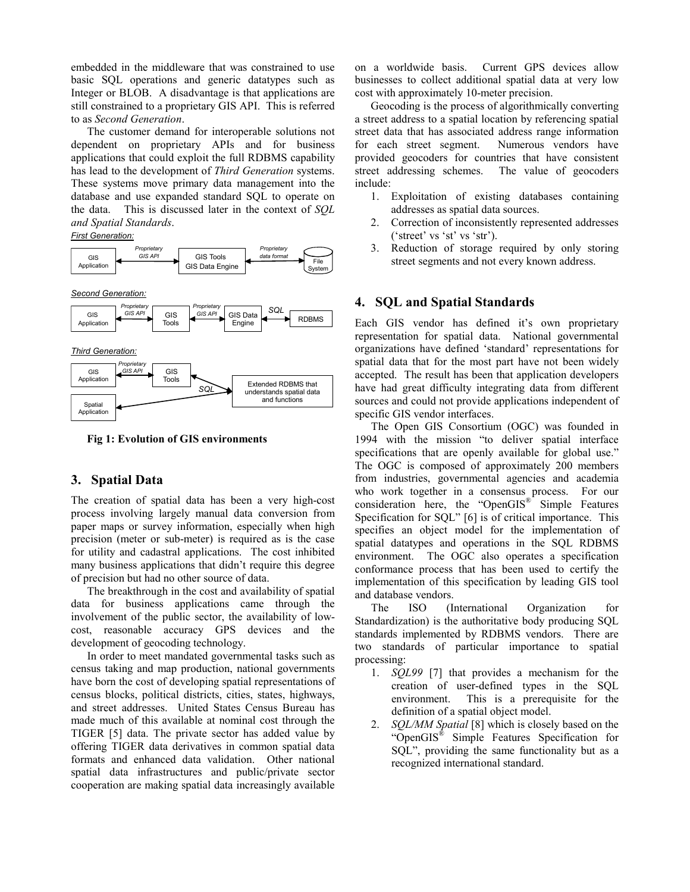embedded in the middleware that was constrained to use basic SQL operations and generic datatypes such as Integer or BLOB. A disadvantage is that applications are still constrained to a proprietary GIS API. This is referred to as *Second Generation*.

The customer demand for interoperable solutions not dependent on proprietary APIs and for business applications that could exploit the full RDBMS capability has lead to the development of *Third Generation* systems. These systems move primary data management into the database and use expanded standard SQL to operate on the data. This is discussed later in the context of *SQL and Spatial Standards*.

*First Generation:*

GIS Application ↔ (Proprietary GIS API) ↔ GIS Tools / GIS Data Engine ↔ (Proprietary data format) ↔ File System

*Second Generation:*

GIS Application ↔ (Proprietary GIS API) ↔ GIS Tools ↔ (Proprietary GIS API) ↔ GIS Data Engine ↔ (SQL) ↔ RDBMS

*Third Generation:*

GIS Application ↔ (Proprietary GIS API) ↔ GIS Tools ↔ (SQL) ↔ Extended RDBMS that understands spatial data and functions ↔ Spatial Application

**Fig 1: Evolution of GIS environments**

## 3. Spatial Data

The creation of spatial data has been a very high-cost process involving largely manual data conversion from paper maps or survey information, especially when high precision (meter or sub-meter) is required as is the case for utility and cadastral applications. The cost inhibited many business applications that didn't require this degree of precision but had no other source of data.

The breakthrough in the cost and availability of spatial data for business applications came through the involvement of the public sector, the availability of low-cost, reasonable accuracy GPS devices and the development of geocoding technology.

In order to meet mandated governmental tasks such as census taking and map production, national governments have born the cost of developing spatial representations of census blocks, political districts, cities, states, highways, and street addresses. United States Census Bureau has made much of this available at nominal cost through the TIGER [5] data. The private sector has added value by offering TIGER data derivatives in common spatial data formats and enhanced data validation. Other national spatial data infrastructures and public/private sector cooperation are making spatial data increasingly available on a worldwide basis. Current GPS devices allow businesses to collect additional spatial data at very low cost with approximately 10-meter precision.

Geocoding is the process of algorithmically converting a street address to a spatial location by referencing spatial street data that has associated address range information for each street segment. Numerous vendors have provided geocoders for countries that have consistent street addressing schemes. The value of geocoders include:

1. Exploitation of existing databases containing addresses as spatial data sources.
2. Correction of inconsistently represented addresses ('street' vs 'st' vs 'str').
3. Reduction of storage required by only storing street segments and not every known address.

## 4. SQL and Spatial Standards

Each GIS vendor has defined it's own proprietary representation for spatial data. National governmental organizations have defined 'standard' representations for spatial data that for the most part have not been widely accepted. The result has been that application developers have had great difficulty integrating data from different sources and could not provide applications independent of specific GIS vendor interfaces.

The Open GIS Consortium (OGC) was founded in 1994 with the mission "to deliver spatial interface specifications that are openly available for global use." The OGC is composed of approximately 200 members from industries, governmental agencies and academia who work together in a consensus process. For our consideration here, the "OpenGIS® Simple Features Specification for SQL" [6] is of critical importance. This specifies an object model for the implementation of spatial datatypes and operations in the SQL RDBMS environment. The OGC also operates a specification conformance process that has been used to certify the implementation of this specification by leading GIS tool and database vendors.

The ISO (International Organization for Standardization) is the authoritative body producing SQL standards implemented by RDBMS vendors. There are two standards of particular importance to spatial processing:

1. *SQL99* [7] that provides a mechanism for the creation of user-defined types in the SQL environment. This is a prerequisite for the definition of a spatial object model.
2. *SQL/MM Spatial* [8] which is closely based on the "OpenGIS® Simple Features Specification for SQL", providing the same functionality but as a recognized international standard.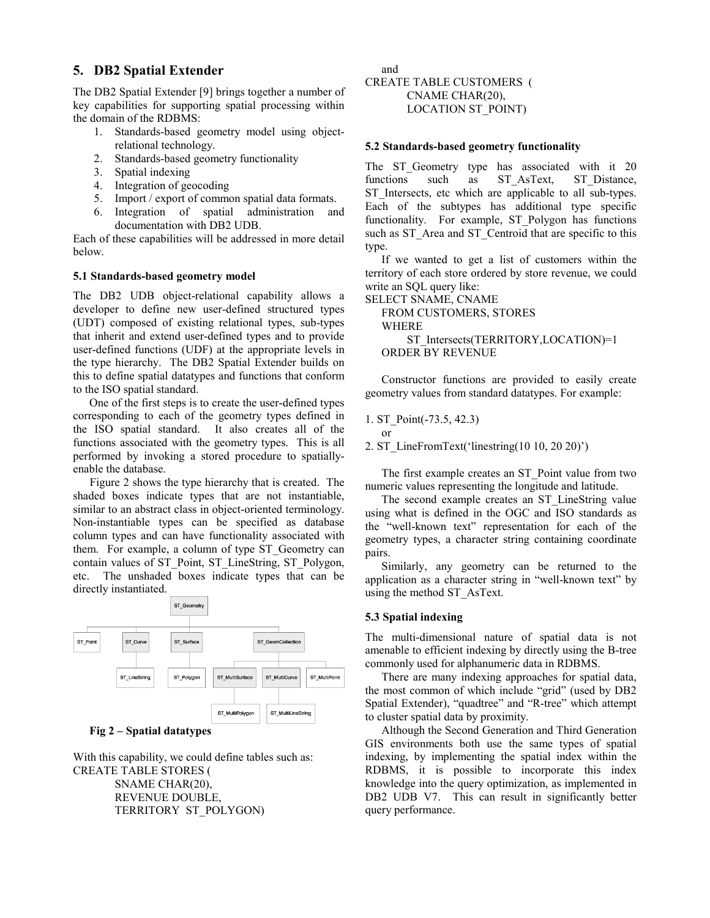## 5. DB2 Spatial Extender

The DB2 Spatial Extender [9] brings together a number of key capabilities for supporting spatial processing within the domain of the RDBMS:

1. Standards-based geometry model using object-relational technology.
2. Standards-based geometry functionality
3. Spatial indexing
4. Integration of geocoding
5. Import / export of common spatial data formats.
6. Integration of spatial administration and documentation with DB2 UDB.

Each of these capabilities will be addressed in more detail below.

### 5.1 Standards-based geometry model

The DB2 UDB object-relational capability allows a developer to define new user-defined structured types (UDT) composed of existing relational types, sub-types that inherit and extend user-defined types and to provide user-defined functions (UDF) at the appropriate levels in the type hierarchy. The DB2 Spatial Extender builds on this to define spatial datatypes and functions that conform to the ISO spatial standard.

One of the first steps is to create the user-defined types corresponding to each of the geometry types defined in the ISO spatial standard. It also creates all of the functions associated with the geometry types. This is all performed by invoking a stored procedure to spatially-enable the database.

Figure 2 shows the type hierarchy that is created. The shaded boxes indicate types that are not instantiable, similar to an abstract class in object-oriented terminology. Non-instantiable types can be specified as database column types and can have functionality associated with them. For example, a column of type ST_Geometry can contain values of ST_Point, ST_LineString, ST_Polygon, etc. The unshaded boxes indicate types that can be directly instantiated.

**Fig 2 – Spatial datatypes**

With this capability, we could define tables such as:

```
CREATE TABLE STORES (
        SNAME CHAR(20),
        REVENUE DOUBLE,
        TERRITORY ST_POLYGON)
```

and

```
CREATE TABLE CUSTOMERS (
        CNAME CHAR(20),
        LOCATION ST_POINT)
```

### 5.2 Standards-based geometry functionality

The ST_Geometry type has associated with it 20 functions such as ST_AsText, ST_Distance, ST_Intersects, etc which are applicable to all sub-types. Each of the subtypes has additional type specific functionality. For example, ST_Polygon has functions such as ST_Area and ST_Centroid that are specific to this type.

If we wanted to get a list of customers within the territory of each store ordered by store revenue, we could write an SQL query like:

```
SELECT SNAME, CNAME
   FROM CUSTOMERS, STORES
   WHERE
       ST_Intersects(TERRITORY,LOCATION)=1
   ORDER BY REVENUE
```

Constructor functions are provided to easily create geometry values from standard datatypes. For example:

1. ST_Point(-73.5, 42.3)
   or
2. ST_LineFromText('linestring(10 10, 20 20)')

The first example creates an ST_Point value from two numeric values representing the longitude and latitude.

The second example creates an ST_LineString value using what is defined in the OGC and ISO standards as the "well-known text" representation for each of the geometry types, a character string containing coordinate pairs.

Similarly, any geometry can be returned to the application as a character string in "well-known text" by using the method ST_AsText.

### 5.3 Spatial indexing

The multi-dimensional nature of spatial data is not amenable to efficient indexing by directly using the B-tree commonly used for alphanumeric data in RDBMS.

There are many indexing approaches for spatial data, the most common of which include "grid" (used by DB2 Spatial Extender), "quadtree" and "R-tree" which attempt to cluster spatial data by proximity.

Although the Second Generation and Third Generation GIS environments both use the same types of spatial indexing, by implementing the spatial index within the RDBMS, it is possible to incorporate this index knowledge into the query optimization, as implemented in DB2 UDB V7. This can result in significantly better query performance.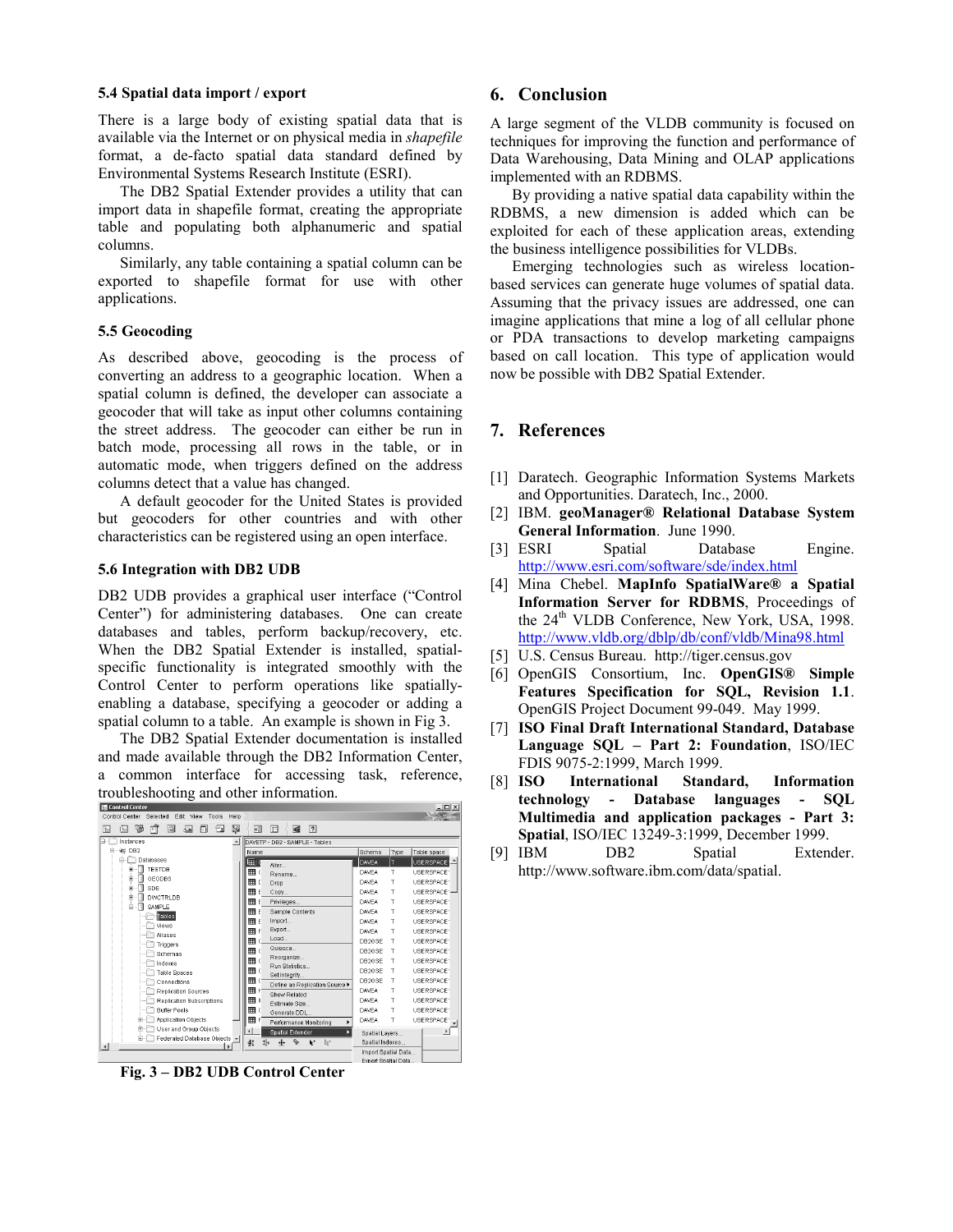### 5.4 Spatial data import / export

There is a large body of existing spatial data that is available via the Internet or on physical media in *shapefile* format, a de-facto spatial data standard defined by Environmental Systems Research Institute (ESRI).

The DB2 Spatial Extender provides a utility that can import data in shapefile format, creating the appropriate table and populating both alphanumeric and spatial columns.

Similarly, any table containing a spatial column can be exported to shapefile format for use with other applications.

### 5.5 Geocoding

As described above, geocoding is the process of converting an address to a geographic location. When a spatial column is defined, the developer can associate a geocoder that will take as input other columns containing the street address. The geocoder can either be run in batch mode, processing all rows in the table, or in automatic mode, when triggers defined on the address columns detect that a value has changed.

A default geocoder for the United States is provided but geocoders for other countries and with other characteristics can be registered using an open interface.

### 5.6 Integration with DB2 UDB

DB2 UDB provides a graphical user interface ("Control Center") for administering databases. One can create databases and tables, perform backup/recovery, etc. When the DB2 Spatial Extender is installed, spatial-specific functionality is integrated smoothly with the Control Center to perform operations like spatially-enabling a database, specifying a geocoder or adding a spatial column to a table. An example is shown in Fig 3.

The DB2 Spatial Extender documentation is installed and made available through the DB2 Information Center, a common interface for accessing task, reference, troubleshooting and other information.

**Fig. 3 – DB2 UDB Control Center**

## 6. Conclusion

A large segment of the VLDB community is focused on techniques for improving the function and performance of Data Warehousing, Data Mining and OLAP applications implemented with an RDBMS.

By providing a native spatial data capability within the RDBMS, a new dimension is added which can be exploited for each of these application areas, extending the business intelligence possibilities for VLDBs.

Emerging technologies such as wireless location-based services can generate huge volumes of spatial data. Assuming that the privacy issues are addressed, one can imagine applications that mine a log of all cellular phone or PDA transactions to develop marketing campaigns based on call location. This type of application would now be possible with DB2 Spatial Extender.

## 7. References

[1] Daratech. Geographic Information Systems Markets and Opportunities. Daratech, Inc., 2000.

[2] IBM. **geoManager® Relational Database System General Information**. June 1990.

[3] ESRI Spatial Database Engine. http://www.esri.com/software/sde/index.html

[4] Mina Chebel. **MapInfo SpatialWare® a Spatial Information Server for RDBMS**, Proceedings of the 24th VLDB Conference, New York, USA, 1998. http://www.vldb.org/dblp/db/conf/vldb/Mina98.html

[5] U.S. Census Bureau. http://tiger.census.gov

[6] OpenGIS Consortium, Inc. **OpenGIS® Simple Features Specification for SQL, Revision 1.1**. OpenGIS Project Document 99-049. May 1999.

[7] **ISO Final Draft International Standard, Database Language SQL – Part 2: Foundation**, ISO/IEC FDIS 9075-2:1999, March 1999.

[8] **ISO International Standard, Information technology - Database languages - SQL Multimedia and application packages - Part 3: Spatial**, ISO/IEC 13249-3:1999, December 1999.

[9] IBM DB2 Spatial Extender. http://www.software.ibm.com/data/spatial.